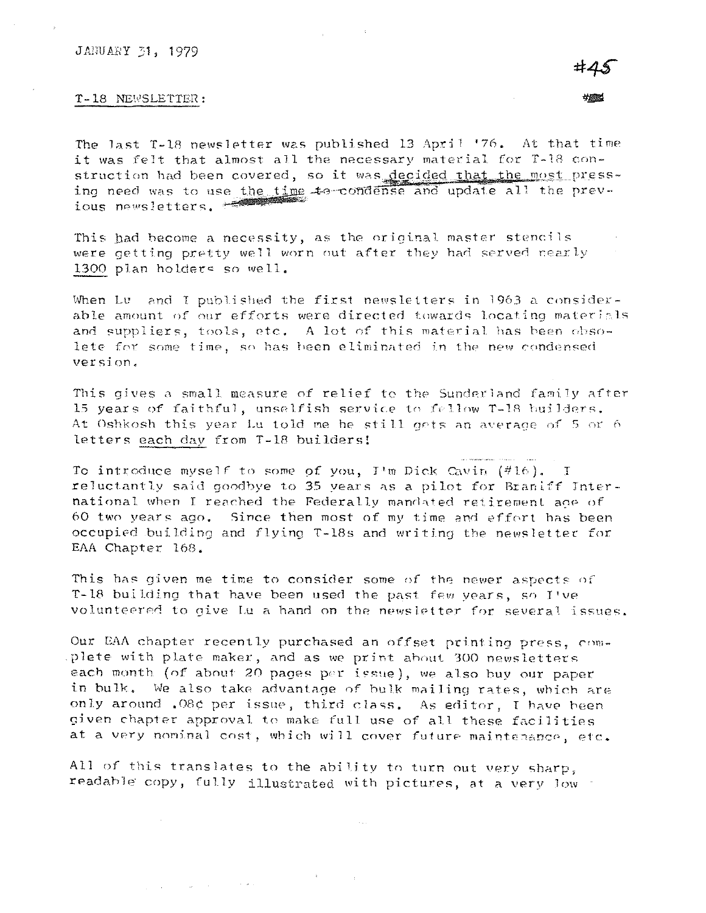JANUARY 31, 1979

#45

T-18 NEWSLETTER:

The last T-18 newsletter was published 13 April '76. At that time it was felt that almost all the necessary material for T-18 construction had been covered, so it was decided that the most pressing need was to use the time to condense and update all the previous newsletters.

This had become a necessity, as the original master stencils were getting pretty well worn out after they had served nearly 1300 plan holders so well.

When Lu and I published the first newsletters in 1963 a considerable amount of our efforts were directed towards locating materials and suppliers, tools, etc. A lot of this material has been obsolete for some time, so has been eliminated in the new condensed version.

This gives a small measure of relief to the Sunderland family after 15 years of faithful, unselfish service to fellow T-18 builders. At Oshkosh this year Lu told me he still gets an average of 5 or 6 letters each day from T-18 builders!

To introduce myself to some of you, I'm Dick Cavin (#16). I reluctantly said goodbye to 35 years as a pilot for Braniff International when I reached the Federally mandated retirement age of 60 two years ago. Since then most of my time and effort has been occupied building and flying T-18s and writing the newsletter for EAA Chapter 168.

This has given me time to consider some of the newer aspects of T-18 building that have been used the past few years, so I've volunteered to give Lu a hand on the newsletter for several issues.

Our EAA chapter recently purchased an offset printing press, complete with plate maker, and as we print about 300 newsletters each month (of about 20 pages per issue), we also buy our paper in bulk. We also take advantage of bulk mailing rates, which are only around .08¢ per issue, third class. As editor, I have been given chapter approval to make full use of all these facilities at a very nominal cost, which will cover future maintenance, etc.

All of this translates to the ability to turn out very sharp, readable copy, fully illustrated with pictures, at a very low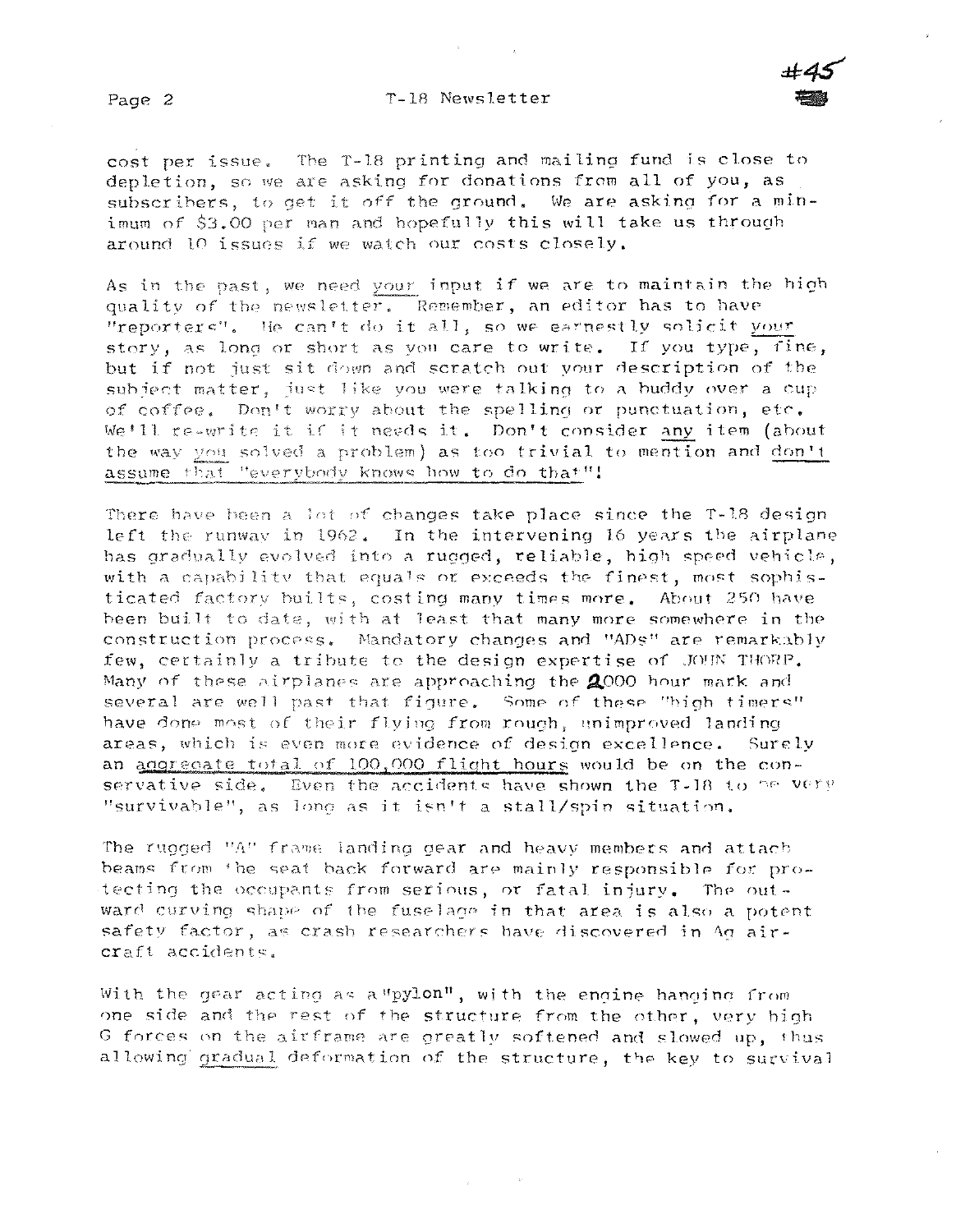cost per issue. The T-18 printing and mailing fund is close to depletion, so we are asking for donations from all of you, as subscribers, to get it off the ground. We are asking for a minimum of $3.00 per man and hopefully this will take us through around 10 issues if we watch our costs closely.

As in the past, we need <u>your</u> input if we are to maintain the high quality of the newsletter. Remember, an editor has to have "reporters". He can't do it all, so we earnestly solicit <u>your</u> story, as long or short as you care to write. If you type, fine, but if not just sit down and scratch out your description of the subject matter, just like you were talking to a buddy over a cup of coffee. Don't worry about the spelling or punctuation, etc. We'll re-write it if it needs it. Don't consider <u>any</u> item (about the way <u>you</u> solved a problem) as too trivial to mention and <u>don't assume that "everybody knows how to do that"!</u>

There have been a lot of changes take place since the T-18 design left the runway in 1962. In the intervening 16 years the airplane has gradually evolved into a rugged, reliable, high speed vehicle, with a capability that equals or exceeds the finest, most sophisticated factory builts, costing many times more. About 250 have been built to date, with at least that many more somewhere in the construction process. Mandatory changes and "ADs" are remarkably few, certainly a tribute to the design expertise of JOHN THORP. Many of these airplanes are approaching the 2000 hour mark and several are well past that figure. Some of these "high timers" have done most of their flying from rough, unimproved landing areas, which is even more evidence of design excellence. Surely an <u>aggregate total of 100,000 flight hours</u> would be on the conservative side. Even the accidents have shown the T-18 to be very "survivable", as long as it isn't a stall/spin situation.

The rugged "A" frame landing gear and heavy members and attach beams from the seat back forward are mainly responsible for protecting the occupants from serious, or fatal injury. The outward curving shape of the fuselage in that area is also a potent safety factor, as crash researchers have discovered in Ag aircraft accidents.

With the gear acting as a "pylon", with the engine hanging from one side and the rest of the structure from the other, very high G forces on the airframe are greatly softened and slowed up, thus allowing <u>gradual</u> deformation of the structure, the key to survival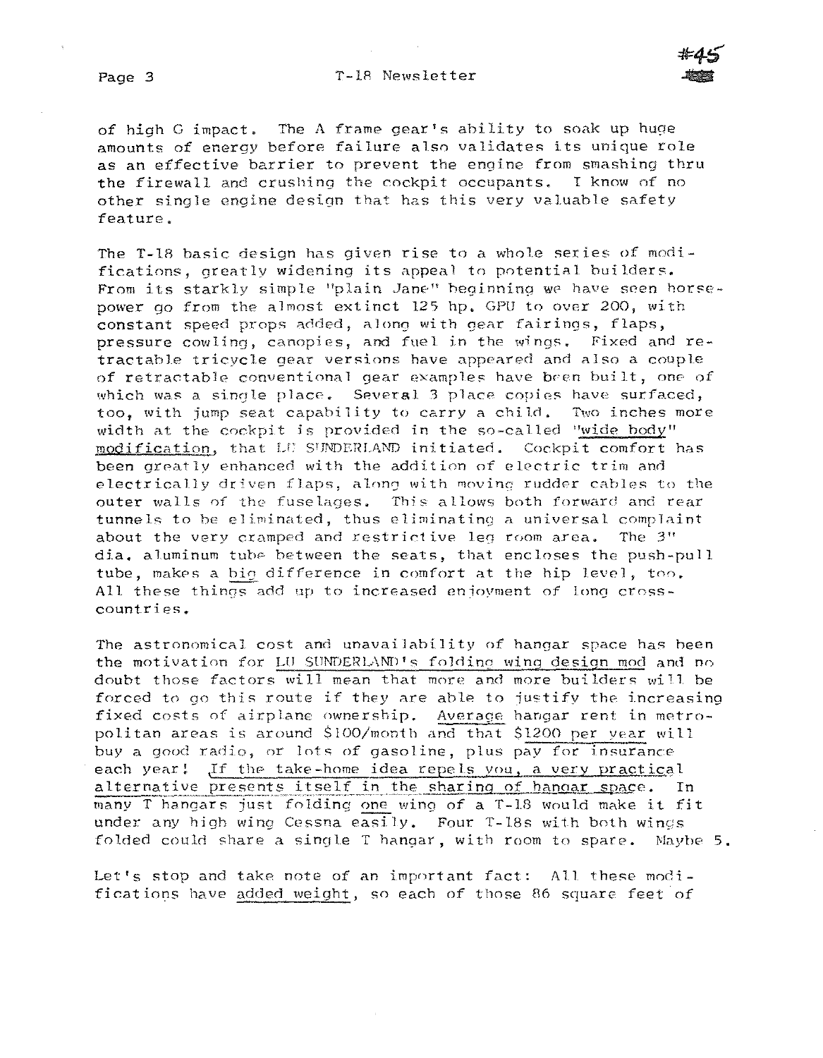of high G impact. The A frame gear's ability to soak up huge amounts of energy before failure also validates its unique role as an effective barrier to prevent the engine from smashing thru the firewall and crushing the cockpit occupants. I know of no other single engine design that has this very valuable safety feature.

The T-18 basic design has given rise to a whole series of modifications, greatly widening its appeal to potential builders. From its starkly simple "plain Jane" beginning we have seen horsepower go from the almost extinct 125 hp. GPU to over 200, with constant speed props added, along with gear fairings, flaps, pressure cowling, canopies, and fuel in the wings. Fixed and retractable tricycle gear versions have appeared and also a couple of retractable conventional gear examples have been built, one of which was a single place. Several 3 place copies have surfaced, too, with jump seat capability to carry a child. Two inches more width at the cockpit is provided in the so-called "wide body" modification, that LU SUNDERLAND initiated. Cockpit comfort has been greatly enhanced with the addition of electric trim and electrically driven flaps, along with moving rudder cables to the outer walls of the fuselages. This allows both forward and rear tunnels to be eliminated, thus eliminating a universal complaint about the very cramped and restrictive leg room area. The 3" dia. aluminum tube between the seats, that encloses the push-pull tube, makes a big difference in comfort at the hip level, too. All these things add up to increased enjoyment of long cross-countries.

The astronomical cost and unavailability of hangar space has been the motivation for LU SUNDERLAND's folding wing design mod and no doubt those factors will mean that more and more builders will be forced to go this route if they are able to justify the increasing fixed costs of airplane ownership. Average hangar rent in metropolitan areas is around $100/month and that $1200 per year will buy a good radio, or lots of gasoline, plus pay for insurance each year! If the take-home idea repels you, a very practical alternative presents itself in the sharing of hangar space. In many T hangars just folding one wing of a T-18 would make it fit under any high wing Cessna easily. Four T-18s with both wings folded could share a single T hangar, with room to spare. Maybe 5.

Let's stop and take note of an important fact: All these modifications have added weight, so each of those 86 square feet of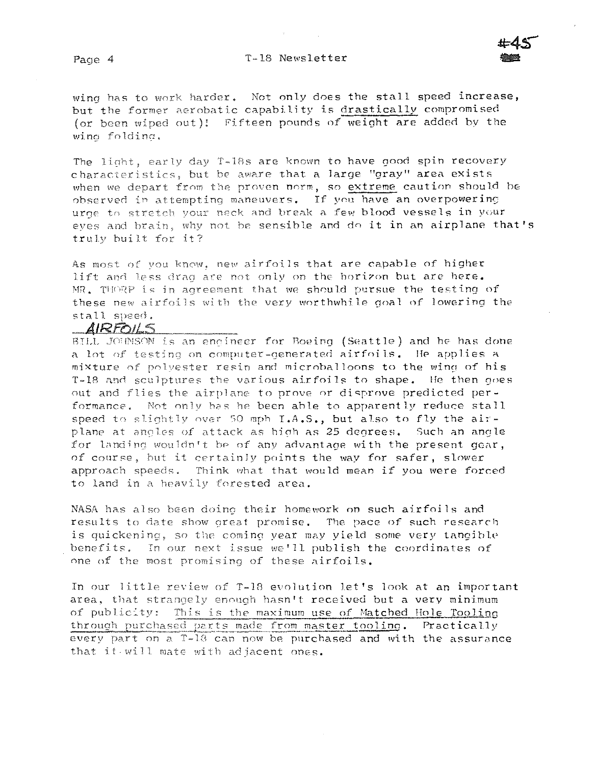wing has to work harder. Not only does the stall speed increase, but the former aerobatic capability is drastically compromised (or been wiped out)! Fifteen pounds of weight are added by the wing folding.

The light, early day T-18s are known to have good spin recovery characteristics, but be aware that a large "gray" area exists when we depart from the proven norm, so extreme caution should be observed in attempting maneuvers. If you have an overpowering urge to stretch your neck and break a few blood vessels in your eyes and brain, why not be sensible and do it in an airplane that's truly built for it?

As most of you know, new airfoils that are capable of higher lift and less drag are not only on the horizon but are here. MR. THORP is in agreement that we should pursue the testing of these new airfoils with the very worthwhile goal of lowering the stall speed.

## AIRFOILS

BILL JOHNSON is an engineer for Boeing (Seattle) and he has done a lot of testing on computer-generated airfoils. He applies a mixture of polyester resin and microballoons to the wing of his T-18 and sculptures the various airfoils to shape. He then goes out and flies the airplane to prove or disprove predicted performance. Not only has he been able to apparently reduce stall speed to slightly over 50 mph I.A.S., but also to fly the airplane at angles of attack as high as 25 degrees. Such an angle for landing wouldn't be of any advantage with the present gear, of course, but it certainly points the way for safer, slower approach speeds. Think what that would mean if you were forced to land in a heavily forested area.

NASA has also been doing their homework on such airfoils and results to date show great promise. The pace of such research is quickening, so the coming year may yield some very tangible benefits. In our next issue we'll publish the coordinates of one of the most promising of these airfoils.

In our little review of T-18 evolution let's look at an important area, that strangely enough hasn't received but a very minimum of publicity: This is the maximum use of Matched Hole Tooling through purchased parts made from master tooling. Practically every part on a T-18 can now be purchased and with the assurance that it will mate with adjacent ones.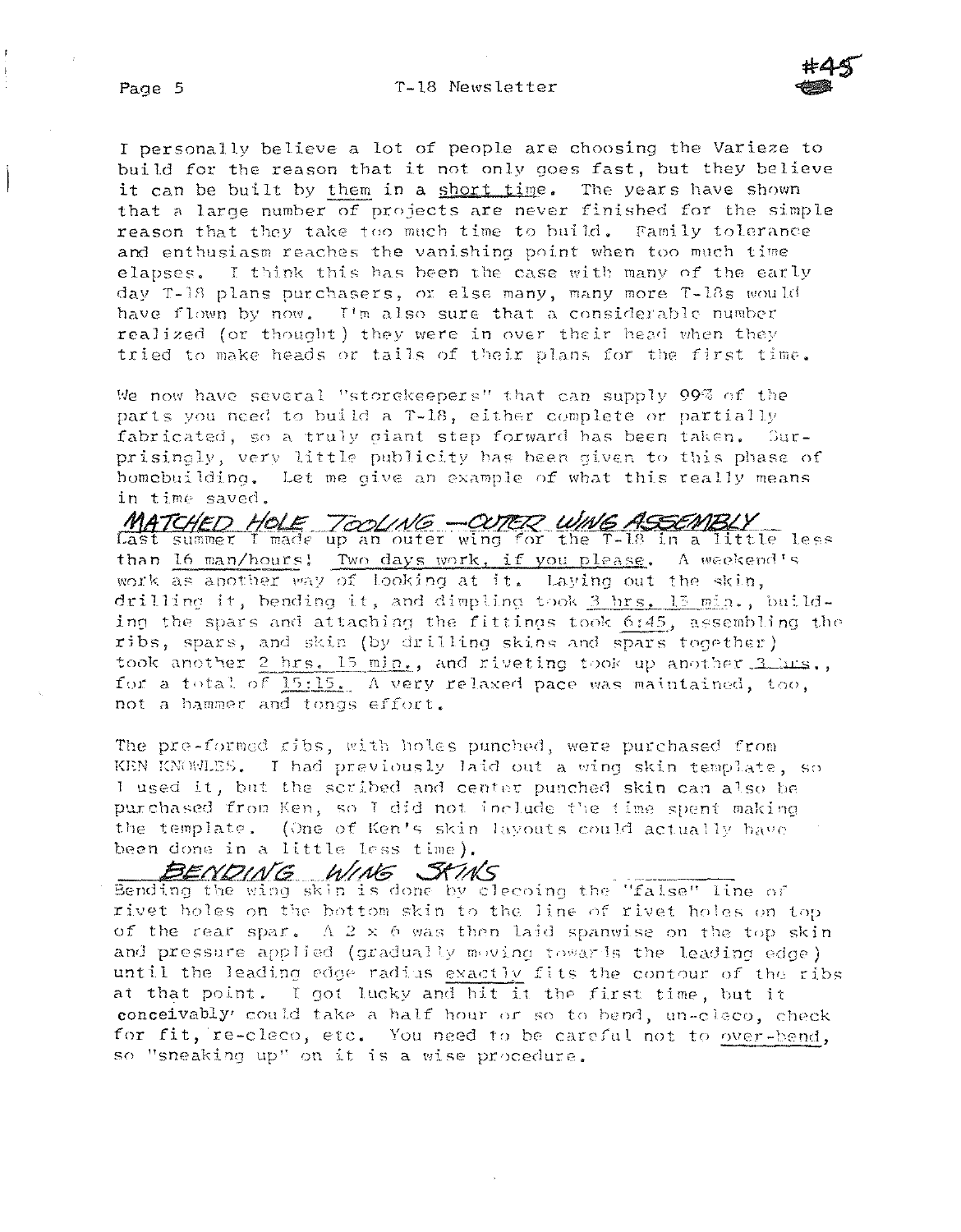I personally believe a lot of people are choosing the Varieze to build for the reason that it not only goes fast, but they believe it can be built by them in a short time. The years have shown that a large number of projects are never finished for the simple reason that they take too much time to build. Family tolerance and enthusiasm reaches the vanishing point when too much time elapses. I think this has been the case with many of the early day T-18 plans purchasers, or else many, many more T-18s would have flown by now. I'm also sure that a considerable number realized (or thought) they were in over their head when they tried to make heads or tails of their plans for the first time.

We now have several "storekeepers" that can supply 99% of the parts you need to build a T-18, either complete or partially fabricated, so a truly giant step forward has been taken. Surprisingly, very little publicity has been given to this phase of homebuilding. Let me give an example of what this really means in time saved.

## MATCHED HOLE TOOLING — OUTER WING ASSEMBLY

Last summer I made up an outer wing for the T-18 in a little less than 16 man/hours! Two days work, if you please. A weekend's work as another way of looking at it. Laying out the skin, drilling it, bending it, and dimpling took 3 hrs. 15 min., building the spars and attaching the fittings took 6:45, assembling the ribs, spars, and skin (by drilling skins and spars together) took another 2 hrs. 15 min., and riveting took up another 3 hrs., for a total of 15:15. A very relaxed pace was maintained, too, not a hammer and tongs effort.

The pre-formed ribs, with holes punched, were purchased from KEN KNOWLES. I had previously laid out a wing skin template, so I used it, but the scribed and center punched skin can also be purchased from Ken, so I did not include the time spent making the template. (One of Ken's skin layouts could actually have been done in a little less time).

## BENDING WING SKINS

Bending the wing skin is done by clecoing the "false" line of rivet holes on the bottom skin to the line of rivet holes on top of the rear spar. A 2 x 6 was then laid spanwise on the top skin and pressure applied (gradually moving towards the leading edge) until the leading edge radius exactly fits the contour of the ribs at that point. I got lucky and hit it the first time, but it conceivably could take a half hour or so to bend, un-cleco, check for fit, re-cleco, etc. You need to be careful not to over-bend, so "sneaking up" on it is a wise procedure.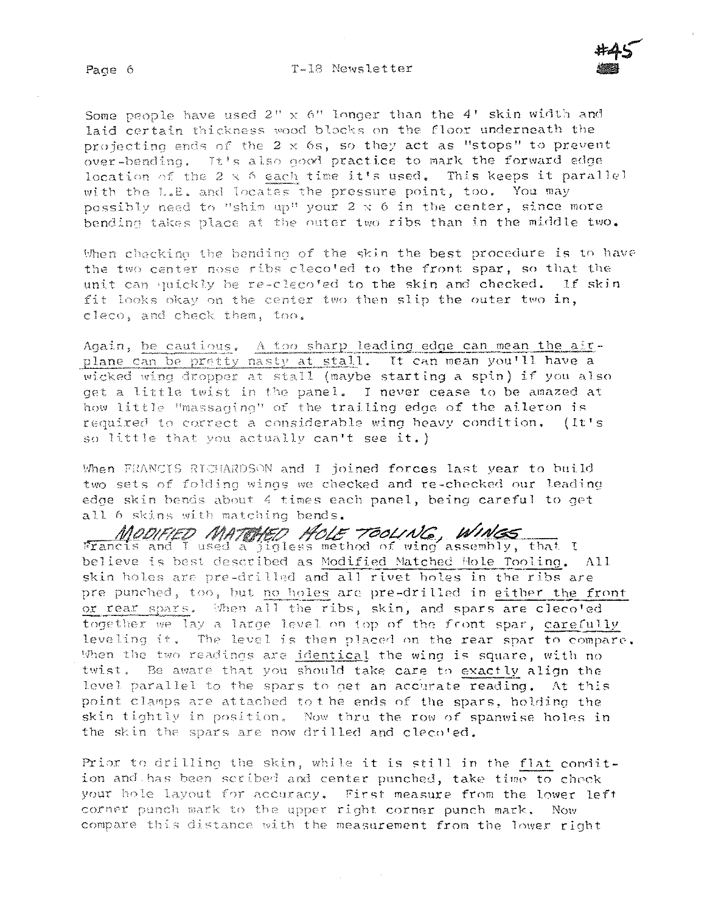Some people have used 2" x 6" longer than the 4' skin width and laid certain thickness wood blocks on the floor underneath the projecting ends of the 2 x 6s, so they act as "stops" to prevent over-bending. It's also good practice to mark the forward edge location of the 2 x 6 each time it's used. This keeps it parallel with the L.E. and locates the pressure point, too. You may possibly need to "shim up" your 2 x 6 in the center, since more bending takes place at the outer two ribs than in the middle two.

When checking the bending of the skin the best procedure is to have the two center nose ribs cleco'ed to the front spar, so that the unit can quickly be re-cleco'ed to the skin and checked. If skin fit looks okay on the center two then slip the outer two in, cleco, and check them, too.

Again, be cautious. A too sharp leading edge can mean the airplane can be pretty nasty at stall. It can mean you'll have a wicked wing dropper at stall (maybe starting a spin) if you also get a little twist in the panel. I never cease to be amazed at how little "massaging" of the trailing edge of the aileron is required to correct a considerable wing heavy condition. (It's so little that you actually can't see it.)

When FRANCIS RICHARDSON and I joined forces last year to build two sets of folding wings we checked and re-checked our leading edge skin bends about 4 times each panel, being careful to get all 6 skins with matching bends.

## MODIFIED MATCHED HOLE TOOLING, WINGS

Francis and I used a jigless method of wing assembly, that I believe is best described as Modified Matched Hole Tooling. All skin holes are pre-drilled and all rivet holes in the ribs are pre punched, too, but no holes are pre-drilled in either the front or rear spars. When all the ribs, skin, and spars are cleco'ed together we lay a large level on top of the front spar, carefully leveling it. The level is then placed on the rear spar to compare. When the two readings are identical the wing is square, with no twist. Be aware that you should take care to exactly align the level parallel to the spars to get an accurate reading. At this point clamps are attached to the ends of the spars, holding the skin tightly in position. Now thru the row of spanwise holes in the skin the spars are now drilled and cleco'ed.

Prior to drilling the skin, while it is still in the flat condition and has been scribed and center punched, take time to check your hole layout for accuracy. First measure from the lower left corner punch mark to the upper right corner punch mark. Now compare this distance with the measurement from the lower right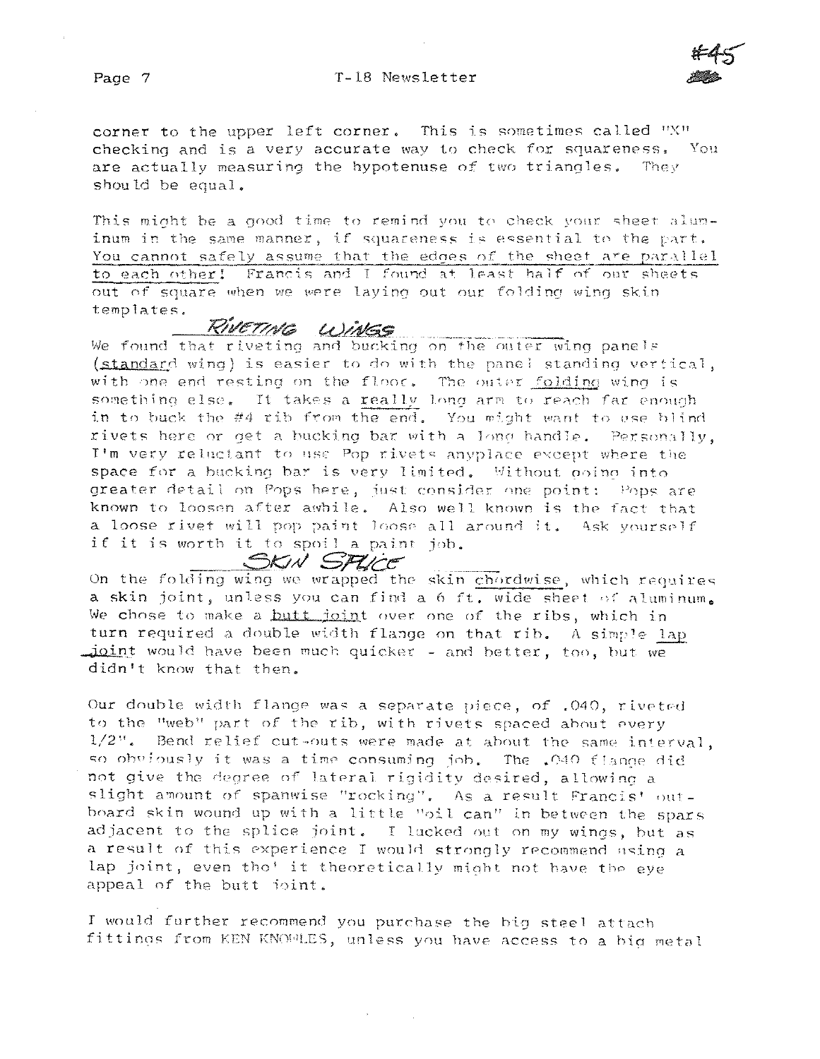corner to the upper left corner. This is sometimes called "X" checking and is a very accurate way to check for squareness. You are actually measuring the hypotenuse of two triangles. They should be equal.

This might be a good time to remind you to check your sheet aluminum in the same manner, if squareness is essential to the part. <u>You cannot safely assume that the edges of the sheet are parallel to each other!</u> Francis and I found at least half of our sheets out of square when we were laying out our folding wing skin templates.

## RIVETING WINGS

We found that riveting and bucking on the outer wing panels (<u>standard</u> wing) is easier to do with the panel standing vertical, with one end resting on the floor. The outer <u>folding</u> wing is something else. It takes a <u>really</u> long arm to reach far enough in to buck the #4 rib from the end. You might want to use blind rivets here or get a bucking bar with a long handle. Personally, I'm very reluctant to use Pop rivets anyplace except where the space for a bucking bar is very limited. Without going into greater detail on Pops here, just consider one point: Pops are known to loosen after awhile. Also well known is the fact that a loose rivet will pop paint loose all around it. Ask yourself if it is worth it to spoil a paint job.

## SKIN SPLICE

On the folding wing we wrapped the skin <u>chordwise</u>, which requires a skin joint, unless you can find a 6 ft. wide sheet of aluminum. We chose to make a <u>butt joint</u> over one of the ribs, which in turn required a double width flange on that rib. A simple <u>lap joint</u> would have been much quicker - and better, too, but we didn't know that then.

Our double width flange was a separate piece, of .040, riveted to the "web" part of the rib, with rivets spaced about every 1/2". Bend relief cut-outs were made at about the same interval, so obviously it was a time consuming job. The .040 flange did not give the degree of lateral rigidity desired, allowing a slight amount of spanwise "rocking". As a result Francis' outboard skin wound up with a little "oil can" in between the spars adjacent to the splice joint. I lucked out on my wings, but as a result of this experience I would strongly recommend using a lap joint, even tho' it theoretically might not have the eye appeal of the butt joint.

I would further recommend you purchase the big steel attach fittings from KEN KNOWLES, unless you have access to a big metal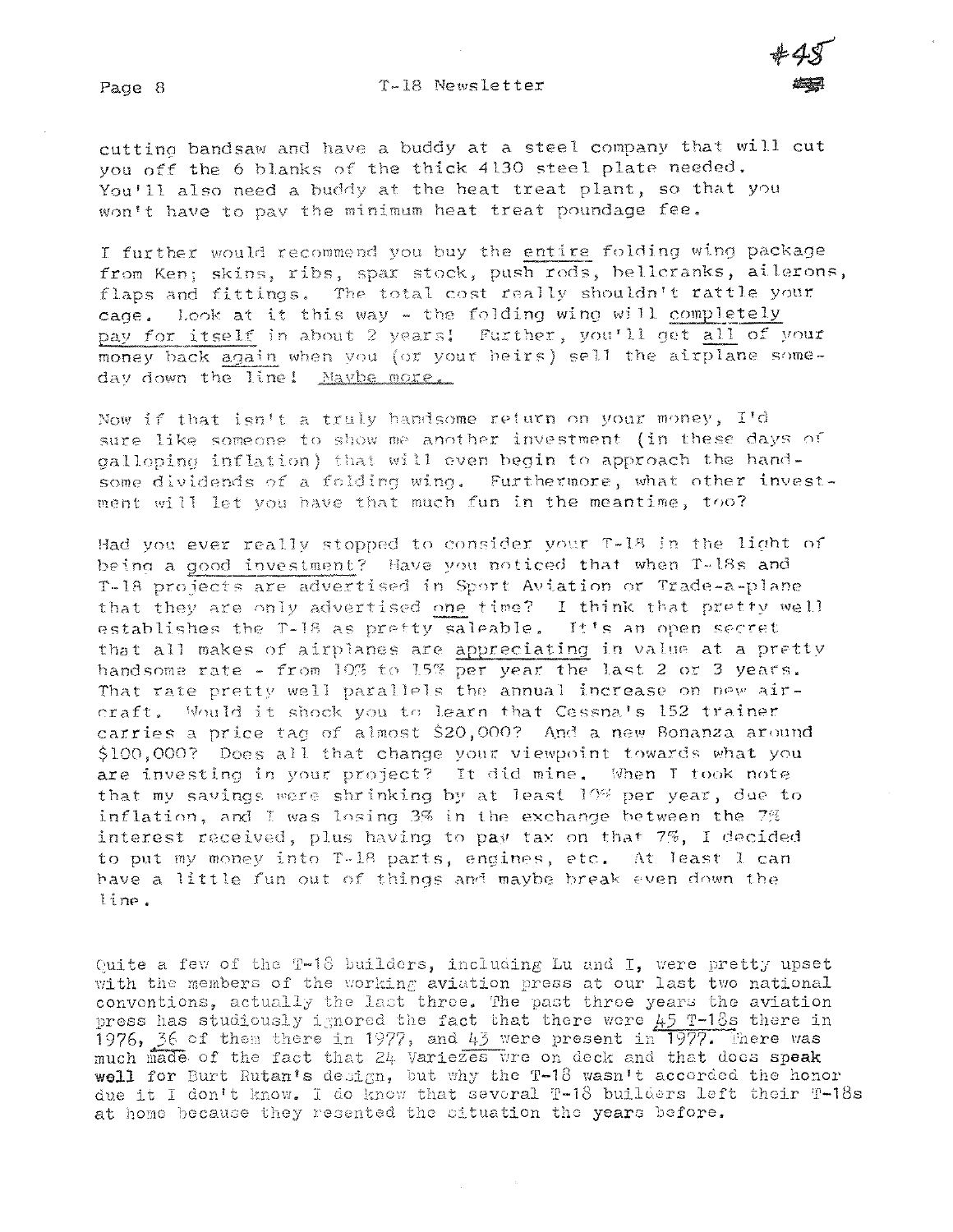cutting bandsaw and have a buddy at a steel company that will cut you off the 6 blanks of the thick 4130 steel plate needed. You'll also need a buddy at the heat treat plant, so that you won't have to pay the minimum heat treat poundage fee.

I further would recommend you buy the entire folding wing package from Ken; skins, ribs, spar stock, push rods, bellcranks, ailerons, flaps and fittings. The total cost really shouldn't rattle your cage. Look at it this way - the folding wing will completely pay for itself in about 2 years! Further, you'll get all of your money back again when you (or your heirs) sell the airplane someday down the line! Maybe more.

Now if that isn't a truly handsome return on your money, I'd sure like someone to show me another investment (in these days of galloping inflation) that will even begin to approach the handsome dividends of a folding wing. Furthermore, what other investment will let you have that much fun in the meantime, too?

Had you ever really stopped to consider your T-18 in the light of being a good investment? Have you noticed that when T-18s and T-18 projects are advertised in Sport Aviation or Trade-a-plane that they are only advertised one time? I think that pretty well establishes the T-18 as pretty saleable. It's an open secret that all makes of airplanes are appreciating in value at a pretty handsome rate - from 10% to 15% per year the last 2 or 3 years. That rate pretty well parallels the annual increase on new aircraft. Would it shock you to learn that Cessna's 152 trainer carries a price tag of almost $20,000? And a new Bonanza around $100,000? Does all that change your viewpoint towards what you are investing in your project? It did mine. When I took note that my savings were shrinking by at least 10% per year, due to inflation, and I was losing 3% in the exchange between the 7% interest received, plus having to pay tax on that 7%, I decided to put my money into T-18 parts, engines, etc. At least I can have a little fun out of things and maybe break even down the line.

Quite a few of the T-18 builders, including Lu and I, were pretty upset with the members of the working aviation press at our last two national conventions, actually the last three. The past three years the aviation press has studiously ignored the fact that there were 45 T-18s there in 1976, 36 of them there in 1977, and 43 were present in 1977. There was much made of the fact that 24 Variezes were on deck and that does speak well for Burt Rutan's design, but why the T-18 wasn't accorded the honor due it I don't know. I do know that several T-18 builders left their T-18s at home because they resented the situation the years before.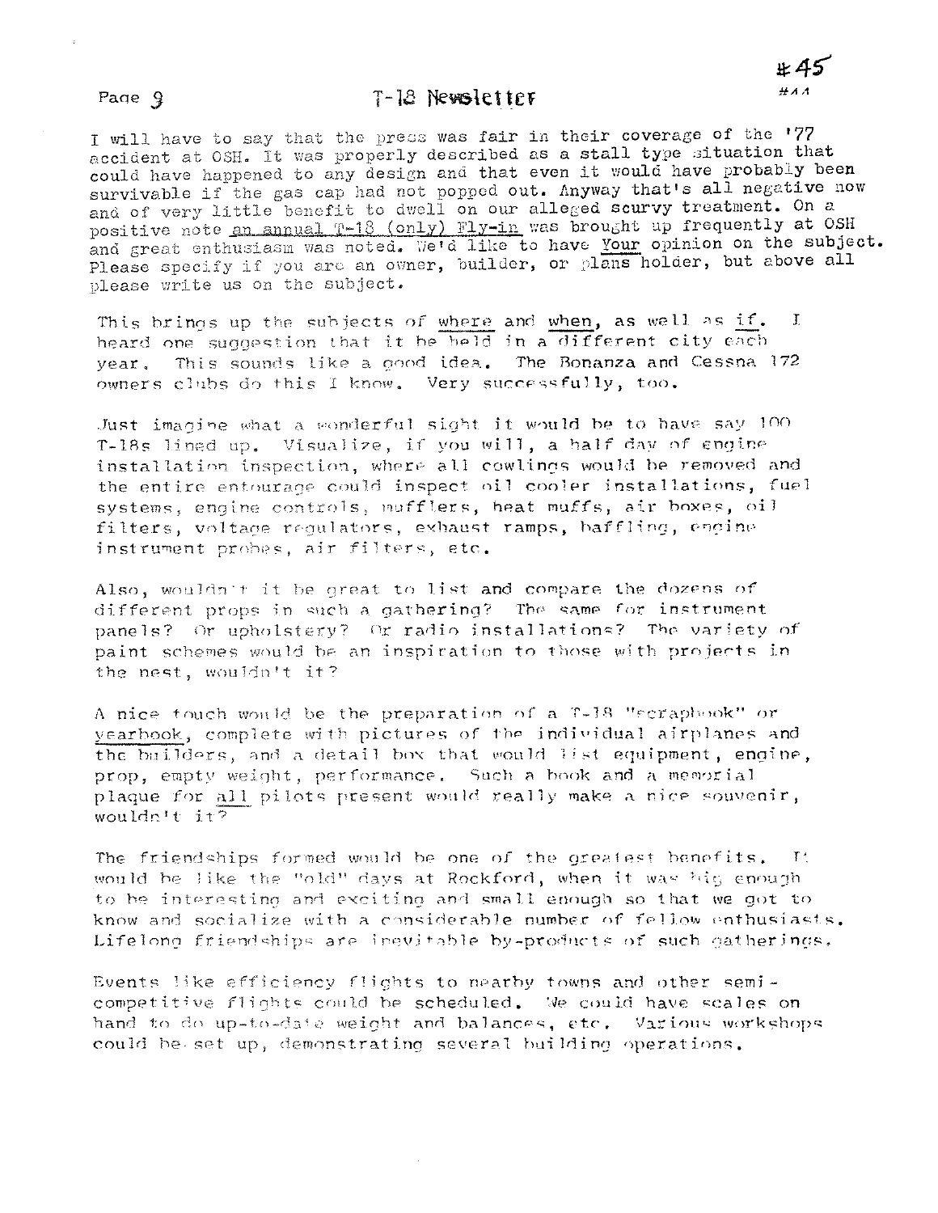I will have to say that the press was fair in their coverage of the '77 accident at OSH. It was properly described as a stall type situation that could have happened to any design and that even it would have probably been survivable if the gas cap had not popped out. Anyway that's all negative now and of very little benefit to dwell on our alleged scurvy treatment. On a positive note <u>an annual T-18 (only) Fly-in</u> was brought up frequently at OSH and great enthusiasm was noted. We'd like to have <u>Your</u> opinion on the subject. Please specify if you are an owner, builder, or plans holder, but above all please write us on the subject.

This brings up the subjects of <u>where</u> and <u>when</u>, as well as <u>if</u>. I heard one suggestion that it be held in a different city each year. This sounds like a good idea. The Bonanza and Cessna 172 owners clubs do this I know. Very successfully, too.

Just imagine what a wonderful sight it would be to have say 100 T-18s lined up. Visualize, if you will, a half day of engine installation inspection, where all cowlings would be removed and the entire entourage could inspect oil cooler installations, fuel systems, engine controls, mufflers, heat muffs, air boxes, oil filters, voltage regulators, exhaust ramps, baffling, engine instrument probes, air filters, etc.

Also, wouldn't it be great to list and compare the dozens of different props in such a gathering? The same for instrument panels? Or upholstery? Or radio installations? The variety of paint schemes would be an inspiration to those with projects in the nest, wouldn't it?

A nice touch would be the preparation of a T-18 "scrapbook" or <u>yearbook</u>, complete with pictures of the individual airplanes and the builders, and a detail box that would list equipment, engine, prop, empty weight, performance. Such a book and a memorial plaque for <u>all</u> pilots present would really make a nice souvenir, wouldn't it?

The friendships formed would be one of the greatest benefits. It would be like the "old" days at Rockford, when it was big enough to be interesting and exciting and small enough so that we got to know and socialize with a considerable number of fellow enthusiasts. Lifelong friendships are inevitable by-products of such gatherings.

Events like efficiency flights to nearby towns and other semi-competitive flights could be scheduled. We could have scales on hand to do up-to-date weight and balances, etc. Various workshops could be set up, demonstrating several building operations.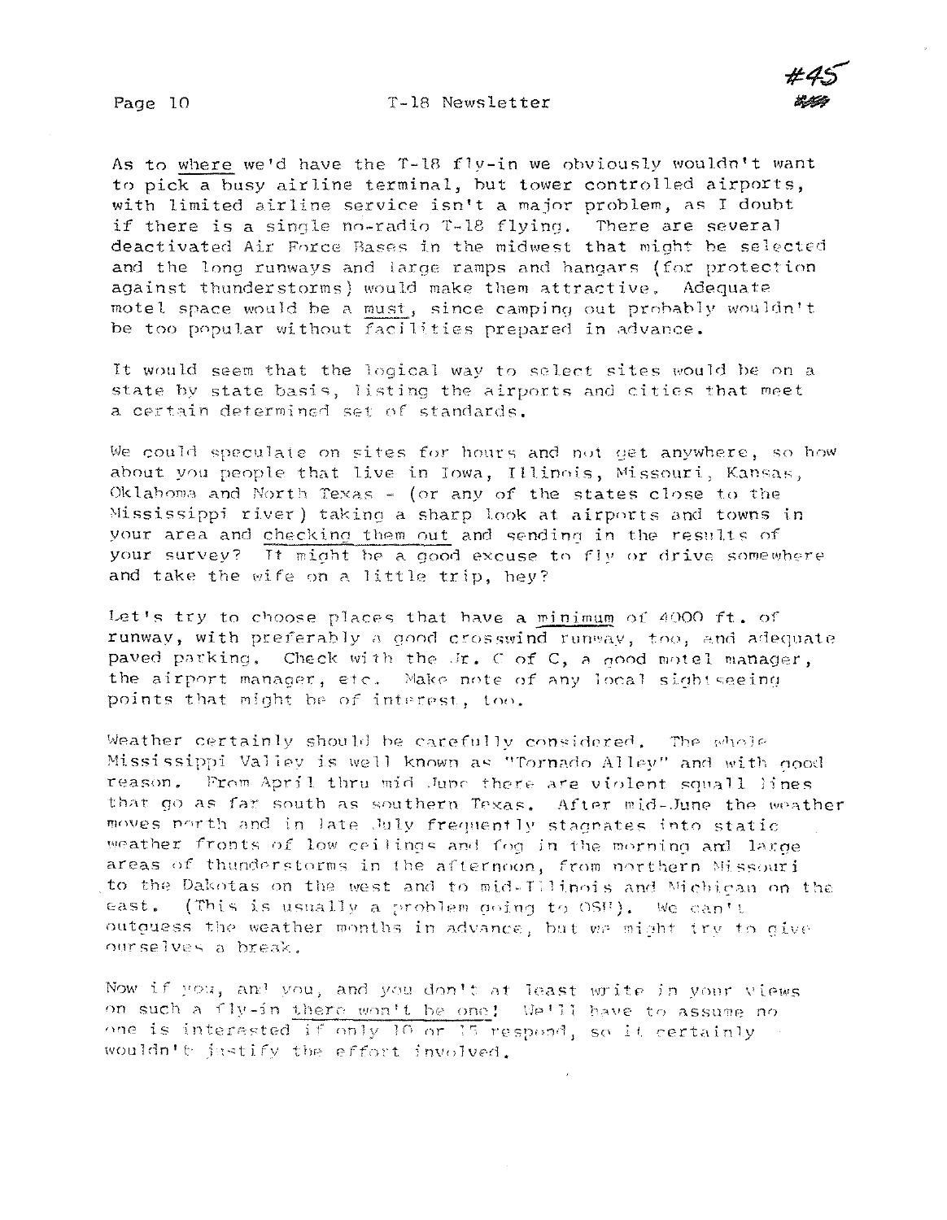As to *where* we'd have the T-18 fly-in we obviously wouldn't want to pick a busy airline terminal, but tower controlled airports, with limited airline service isn't a major problem, as I doubt if there is a single no-radio T-18 flying. There are several deactivated Air Force Bases in the midwest that might be selected and the long runways and large ramps and hangars (for protection against thunderstorms) would make them attractive. Adequate motel space would be a *must*, since camping out probably wouldn't be too popular without facilities prepared in advance.

It would seem that the logical way to select sites would be on a state by state basis, listing the airports and cities that meet a certain determined set of standards.

We could speculate on sites for hours and not get anywhere, so how about you people that live in Iowa, Illinois, Missouri, Kansas, Oklahoma and North Texas - (or any of the states close to the Mississippi river) taking a sharp look at airports and towns in your area and *checking them out* and sending in the results of your survey? It might be a good excuse to fly or drive somewhere and take the wife on a little trip, hey?

Let's try to choose places that have a *minimum* of 4000 ft. of runway, with preferably a good crosswind runway, too, and adequate paved parking. Check with the Jr. C of C, a good motel manager, the airport manager, etc. Make note of any local sightseeing points that might be of interest, too.

Weather certainly should be carefully considered. The whole Mississippi Valley is well known as "Tornado Alley" and with good reason. From April thru mid June there are violent squall lines that go as far south as southern Texas. After mid-June the weather moves north and in late July frequently stagnates into static weather fronts of low ceilings and fog in the morning and large areas of thunderstorms in the afternoon, from northern Missouri to the Dakotas on the west and to mid-Illinois and Michigan on the east. (This is usually a problem going to OSH). We can't outguess the weather months in advance, but we might try to give ourselves a break.

Now if you, and you, and you don't at least write in your views on such a fly-in *there won't be one!* We'll have to assume no one is interested if only 10 or 15 respond, so it certainly wouldn't justify the effort involved.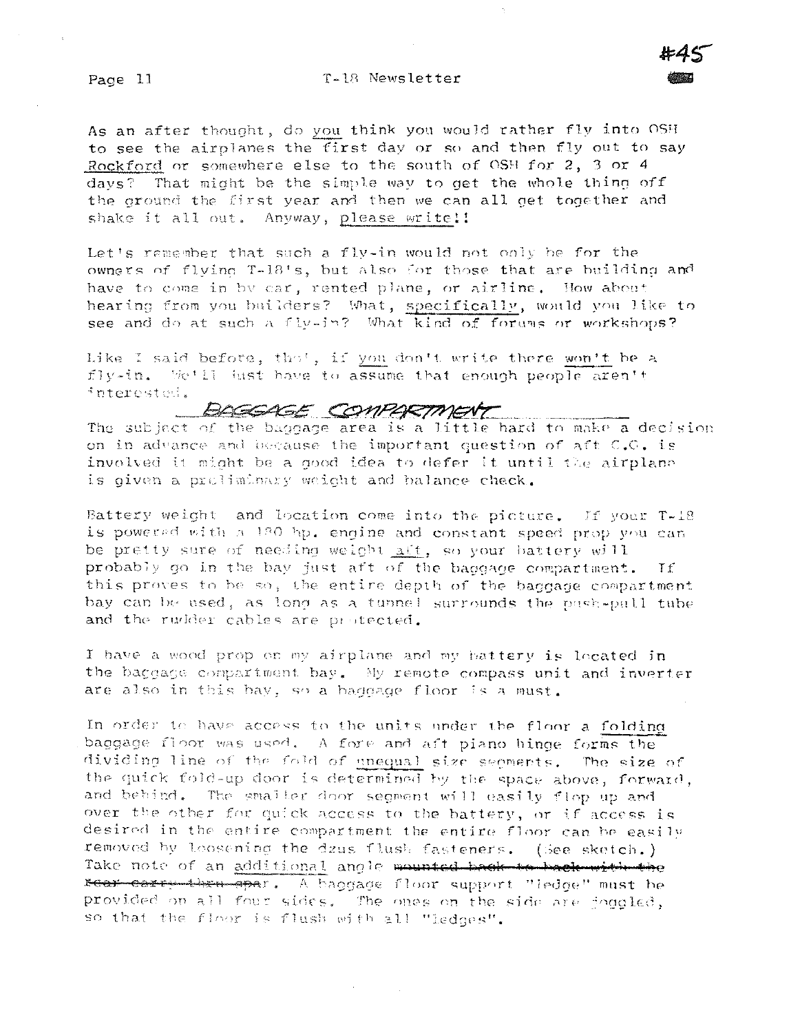As an after thought, do you think you would rather fly into OSH to see the airplanes the first day or so and then fly out to say Rockford or somewhere else to the south of OSH for 2, 3 or 4 days? That might be the simple way to get the whole thing off the ground the first year and then we can all get together and shake it all out. Anyway, please write!!

Let's remember that such a fly-in would not only be for the owners of flying T-18's, but also for those that are building and have to come in by car, rented plane, or airline. How about hearing from you builders? What, specifically, would you like to see and do at such a fly-in? What kind of forums or workshops?

Like I said before, tho', if you don't write there won't be a fly-in. We'll just have to assume that enough people aren't interested.

## BAGGAGE COMPARTMENT

The subject of the baggage area is a little hard to make a decision on in advance and because the important question of aft C.G. is involved it might be a good idea to defer it until the airplane is given a preliminary weight and balance check.

Battery weight and location come into the picture. If your T-18 is powered with a 180 hp. engine and constant speed prop you can be pretty sure of needing weight aft, so your battery will probably go in the bay just aft of the baggage compartment. If this proves to be so, the entire depth of the baggage compartment bay can be used, as long as a tunnel surrounds the push-pull tube and the rudder cables are protected.

I have a wood prop on my airplane and my battery is located in the baggage compartment bay. My remote compass unit and inverter are also in this bay, so a baggage floor is a must.

In order to have access to the units under the floor a folding baggage floor was used. A fore and aft piano hinge forms the dividing line of the fold of unequal size segments. The size of the quick fold-up door is determined by the space above, forward, and behind. The smaller door segment will easily flop up and over the other for quick access to the battery, or if access is desired in the entire compartment the entire floor can be easily removed by loosening the dzus flush fasteners. (See sketch.) Take note of an additional angle ~~mounted back to back with the rear carry-thru spar~~. A baggage floor support "ledge" must be provided on all four sides. The ones on the side are joggled, so that the floor is flush with all "ledges".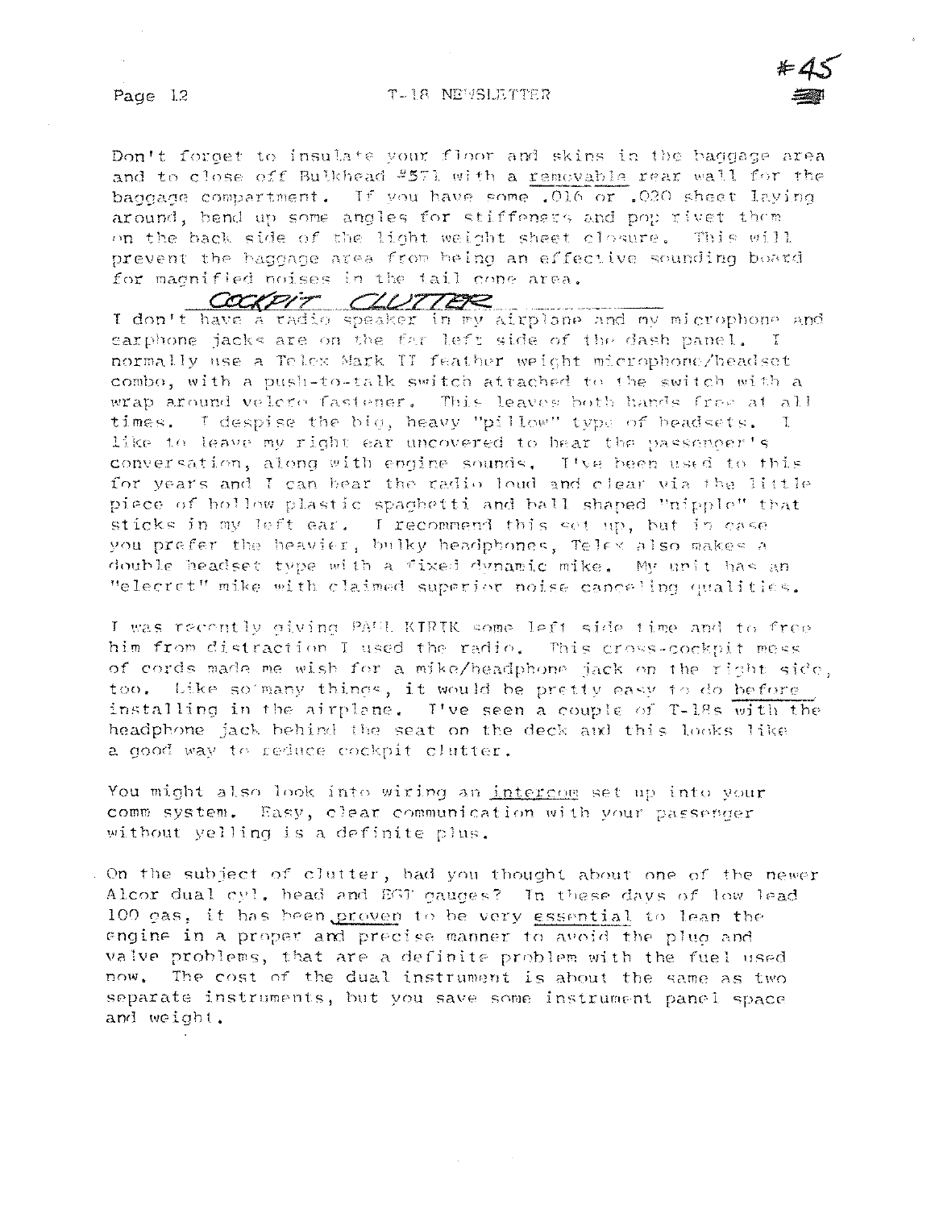Don't forget to insulate your floor and skins in the baggage area and to close off Bulkhead #571 with a removable rear wall for the baggage compartment. If you have some .016 or .020 sheet laying around, bend up some angles for stiffeners and pop rivet them on the back side of the light weight sheet closure. This will prevent the baggage area from being an effective sounding board for magnified noises in the tail cone area.

## COCKPIT CLUTTER

I don't have a radio speaker in my airplane and my microphone and earphone jacks are on the far left side of the dash panel. I normally use a Telex Mark II feather weight microphone/headset combo, with a push-to-talk switch attached to the switch with a wrap around velcro fastener. This leaves both hands free at all times. I despise the big, heavy "pillow" type of headsets. I like to leave my right ear uncovered to hear the passenger's conversation, along with engine sounds. I've been used to this for years and I can hear the radio loud and clear via the little piece of hollow plastic spaghetti and ball shaped "nipple" that sticks in my left ear. I recommend this set up, but in case you prefer the heavier, bulky headphones, Telex also makes a double headset type with a fixed dynamic mike. My unit has an "elecret" mike with claimed superior noise canceling qualities.

I was recently giving PAUL KIRIK some left side time and to free him from distraction I used the radio. This cross-cockpit mess of cords made me wish for a mike/headphone jack on the right side, too. Like so many things, it would be pretty easy to do before installing in the airplane. I've seen a couple of T-18s with the headphone jack behind the seat on the deck and this looks like a good way to reduce cockpit clutter.

You might also look into wiring an intercom set up into your comm system. Easy, clear communication with your passenger without yelling is a definite plus.

On the subject of clutter, had you thought about one of the newer Alcor dual cyl. head and EGT gauges? In these days of low lead 100 gas, it has been proven to be very essential to lean the engine in a proper and precise manner to avoid the plug and valve problems, that are a definite problem with the fuel used now. The cost of the dual instrument is about the same as two separate instruments, but you save some instrument panel space and weight.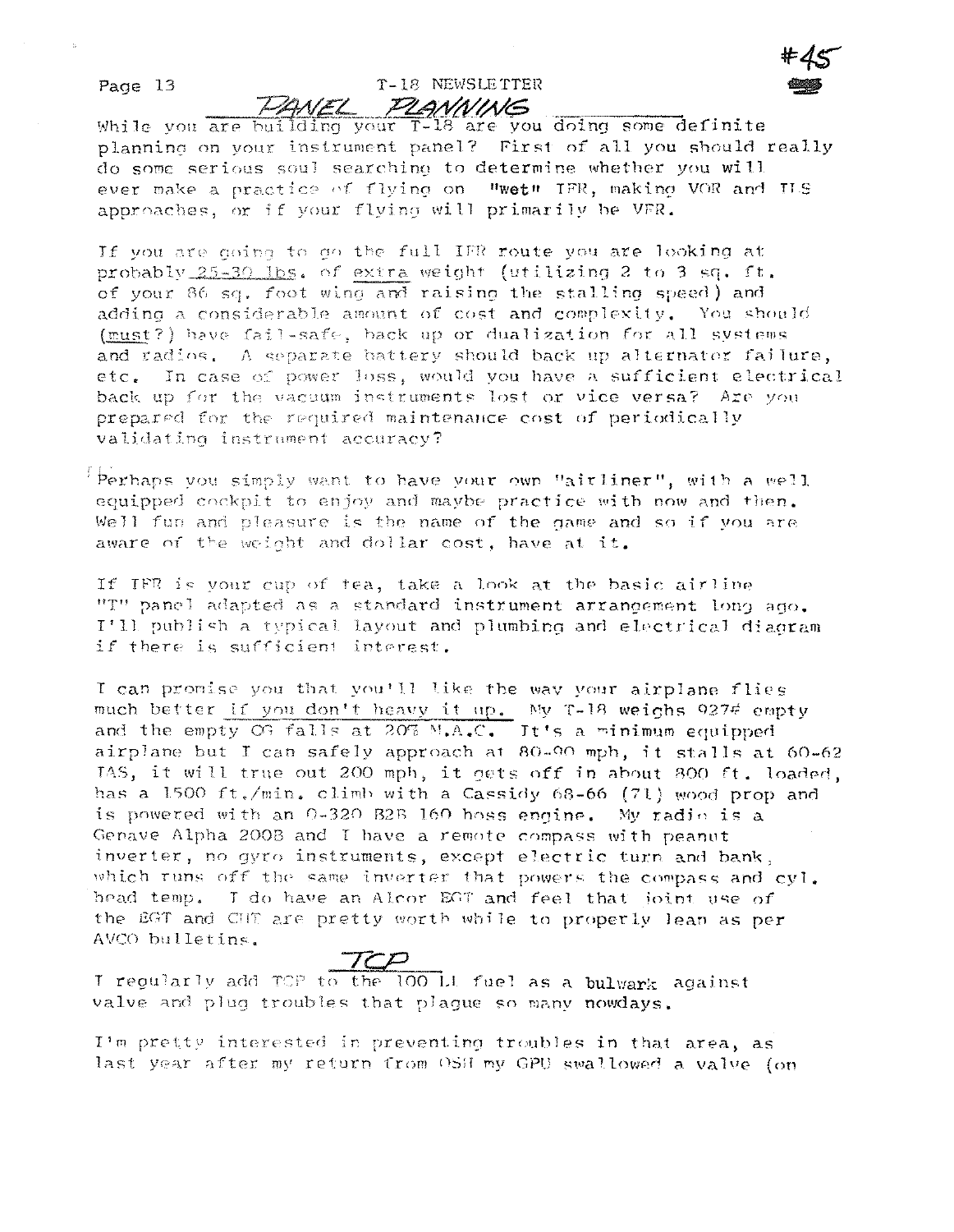## PANEL PLANNING

While you are building your T-18 are you doing some definite planning on your instrument panel? First of all you should really do some serious soul searching to determine whether you will ever make a practice of flying on "wet" IFR, making VOR and ILS approaches, or if your flying will primarily be VFR.

If you are going to go the full IFR route you are looking at probably 25-30 lbs. of extra weight (utilizing 2 to 3 sq. ft. of your 86 sq. foot wing and raising the stalling speed) and adding a considerable amount of cost and complexity. You should (must?) have fail-safe, back up or dualization for all systems and radios. A separate battery should back up alternator failure, etc. In case of power loss, would you have a sufficient electrical back up for the vacuum instruments lost or vice versa? Are you prepared for the required maintenance cost of periodically validating instrument accuracy?

Perhaps you simply want to have your own "airliner", with a well equipped cockpit to enjoy and maybe practice with now and then. Well fun and pleasure is the name of the game and so if you are aware of the weight and dollar cost, have at it.

If IFR is your cup of tea, take a look at the basic airline "T" panel adapted as a standard instrument arrangement long ago. I'll publish a typical layout and plumbing and electrical diagram if there is sufficient interest.

I can promise you that you'll like the way your airplane flies much better if you don't heavy it up. My T-18 weighs 927# empty and the empty CG falls at 20% M.A.C. It's a minimum equipped airplane but I can safely approach at 80-90 mph, it stalls at 60-62 IAS, it will true out 200 mph, it gets off in about 800 ft. loaded, has a 1500 ft./min. climb with a Cassidy 68-66 (71) wood prop and is powered with an O-320 B2B 160 hoss engine. My radio is a Genave Alpha 200B and I have a remote compass with peanut inverter, no gyro instruments, except electric turn and bank, which runs off the same inverter that powers the compass and cyl. head temp. I do have an Alcor EGT and feel that joint use of the EGT and CHT are pretty worth while to properly lean as per AVCO bulletins.

## TCP

I regularly add TCP to the 100 LL fuel as a bulwark against valve and plug troubles that plague so many nowdays.

I'm pretty interested in preventing troubles in that area, as last year after my return from OSH my GPU swallowed a valve (on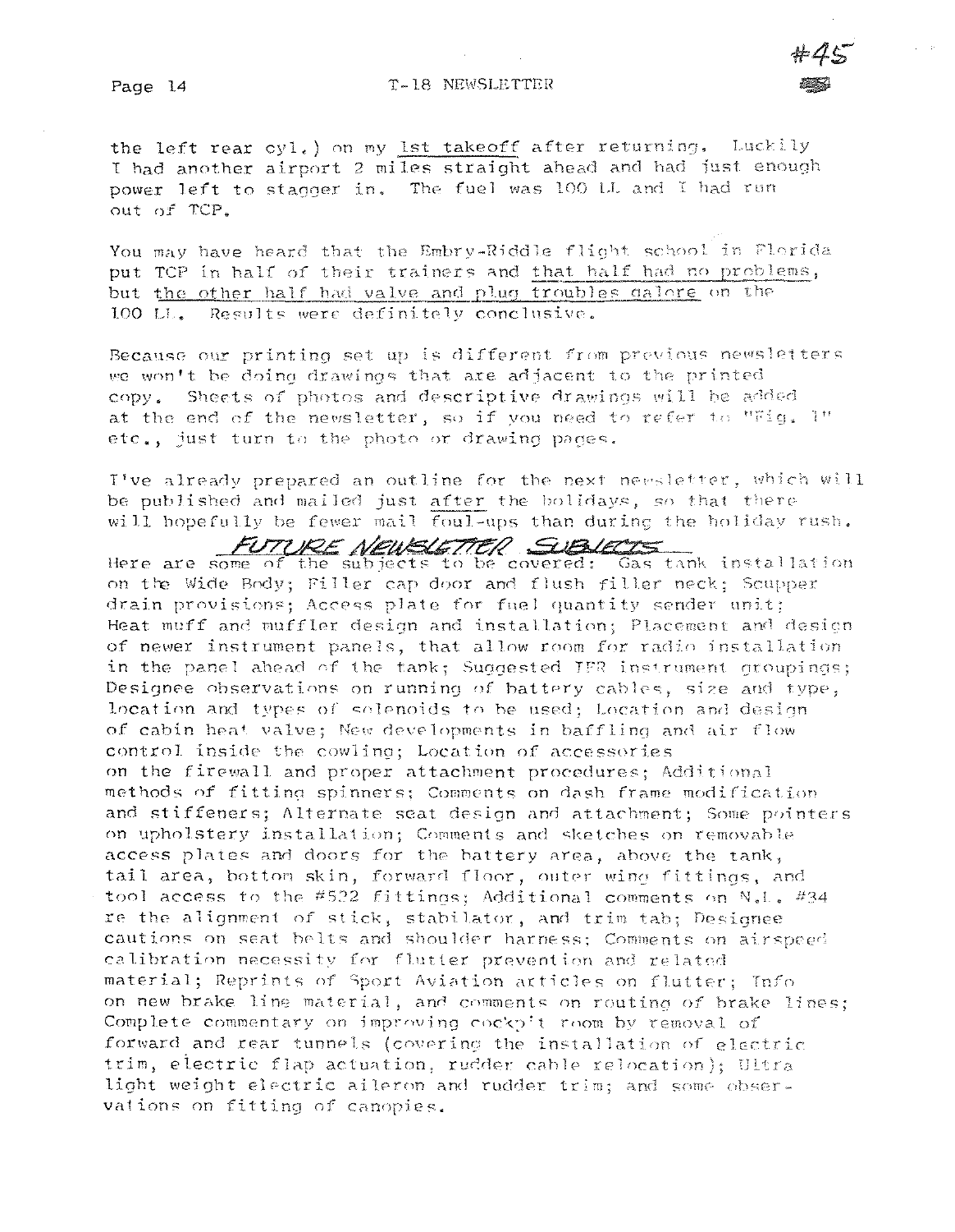the left rear cyl.) on my <u>1st takeoff</u> after returning. Luckily I had another airport 2 miles straight ahead and had just enough power left to stagger in. The fuel was 100 LL and I had run out of TCP.

You may have heard that the Embry-Riddle flight school in Florida put TCP in half of their trainers and <u>that half had no problems</u>, but <u>the other half had valve and plug troubles galore</u> on the 100 LL. Results were definitely conclusive.

Because our printing set up is different from previous newsletters we won't be doing drawings that are adjacent to the printed copy. Sheets of photos and descriptive drawings will be added at the end of the newsletter, so if you need to refer to "Fig. 1" etc., just turn to the photo or drawing pages.

I've already prepared an outline for the next newsletter, which will be published and mailed just <u>after</u> the holidays, so that there will hopefully be fewer mail foul-ups than during the holiday rush.

## FUTURE NEWSLETTER SUBJECTS

Here are some of the subjects to be covered: Gas tank installation on the Wide Body; Filler cap door and flush filler neck; Scupper drain provisions; Access plate for fuel quantity sender unit; Heat muff and muffler design and installation; Placement and design of newer instrument panels, that allow room for radio installation in the panel ahead of the tank; Suggested IFR instrument groupings; Designee observations on running of battery cables, size and type, location and types of solenoids to be used; Location and design of cabin heat valve; New developments in baffling and air flow control inside the cowling; Location of accessories on the firewall and proper attachment procedures; Additional methods of fitting spinners; Comments on dash frame modification and stiffeners; Alternate seat design and attachment; Some pointers on upholstery installation; Comments and sketches on removable access plates and doors for the battery area, above the tank, tail area, bottom skin, forward floor, outer wing fittings, and tool access to the #522 fittings; Additional comments on N.L. #34 re the alignment of stick, stabilator, and trim tab; Designee cautions on seat belts and shoulder harness; Comments on airspeed calibration necessity for flutter prevention and related material; Reprints of Sport Aviation articles on flutter; Info on new brake line material, and comments on routing of brake lines; Complete commentary on improving cockpit room by removal of forward and rear tunnels (covering the installation of electric trim, electric flap actuation, rudder cable relocation); Ultra light weight electric aileron and rudder trim; and some observations on fitting of canopies.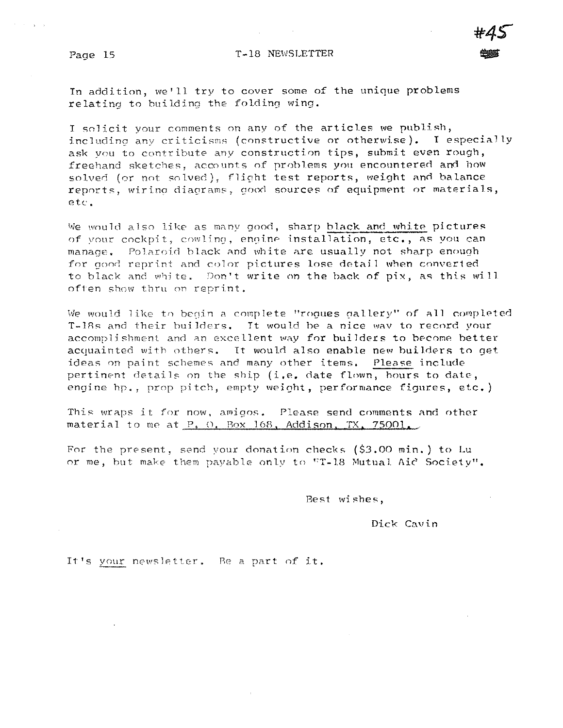In addition, we'll try to cover some of the unique problems relating to building the folding wing.

I solicit your comments on any of the articles we publish, including any criticisms (constructive or otherwise). I especially ask you to contribute any construction tips, submit even rough, freehand sketches, accounts of problems you encountered and how solved (or not solved), flight test reports, weight and balance reports, wiring diagrams, good sources of equipment or materials, etc.

We would also like as many good, sharp black and white pictures of your cockpit, cowling, engine installation, etc., as you can manage. Polaroid black and white are usually not sharp enough for good reprint and color pictures lose detail when converted to black and white. Don't write on the back of pix, as this will often show thru on reprint.

We would like to begin a complete "rogues gallery" of all completed T-18s and their builders. It would be a nice way to record your accomplishment and an excellent way for builders to become better acquainted with others. It would also enable new builders to get ideas on paint schemes and many other items. Please include pertinent details on the ship (i.e. date flown, hours to date, engine hp., prop pitch, empty weight, performance figures, etc.)

This wraps it for now, amigos. Please send comments and other material to me at P. O. Box 168, Addison, TX. 75001.

For the present, send your donation checks ($3.00 min.) to Lu or me, but make them payable only to "T-18 Mutual Aid Society".

Best wishes,

Dick Cavin

It's your newsletter. Be a part of it.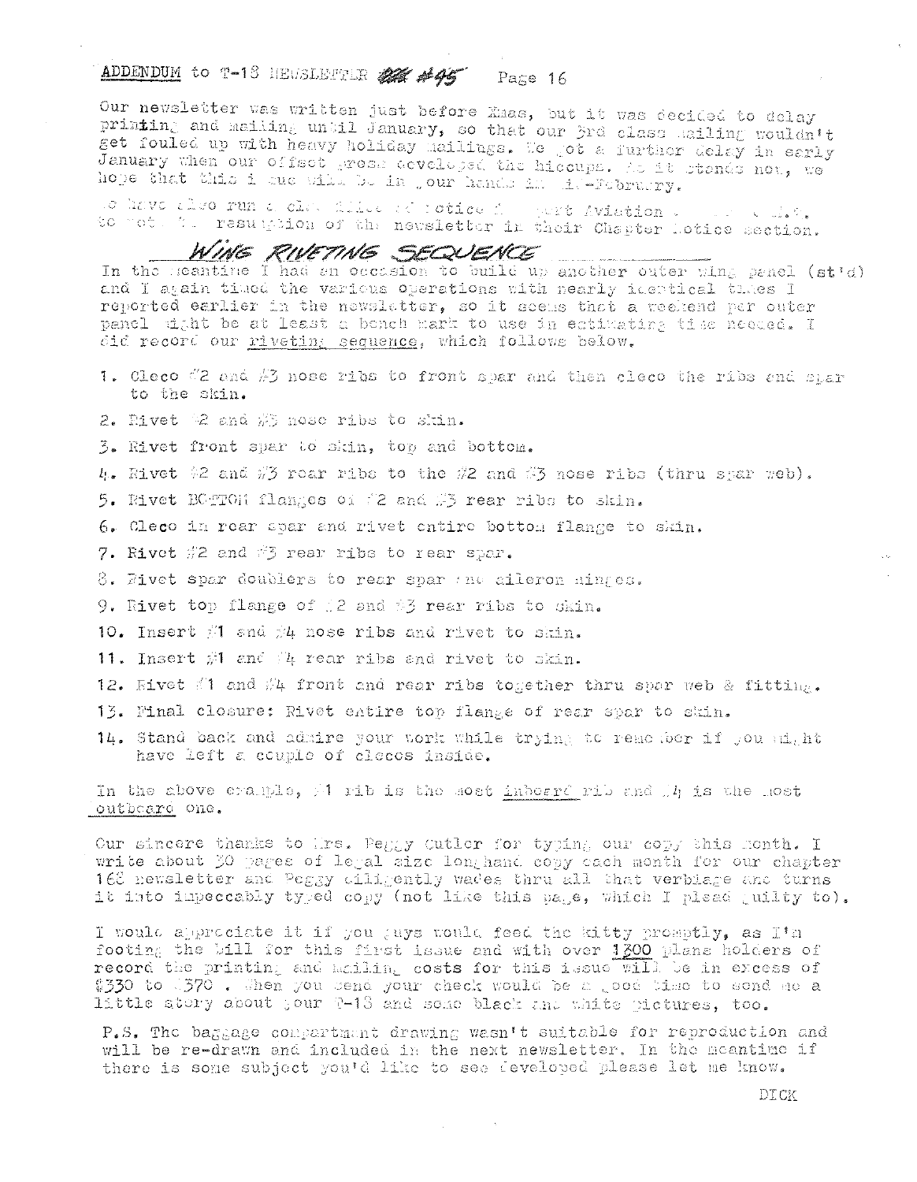ADDENDUM to T-18 NEWSLETTER ~~###~~ #45 Page 16

Our newsletter was written just before Xmas, but it was decided to delay printing and mailing until January, so that our 3rd class mailing wouldn't get fouled up with heavy holiday mailings. We got a further delay in early January when our offset press developed the hiccups. As it stands now, we hope that this issue will be in your hands in mid-February.

We have also run a class ified ad notice in Sport Aviation . . . . . . to note the resumption of the newsletter in their Chapter Notice section.

## WING RIVETING SEQUENCE

In the meantime I had an occasion to build up another outer wing panel (st'd) and I again timed the various operations with nearly identical times I reported earlier in the newsletter, so it seems that a weekend per outer panel might be at least a bench mark to use in estimating time needed. I did record our riveting sequence, which follows below.

1. Cleco #2 and #3 nose ribs to front spar and then cleco the ribs and spar to the skin.
2. Rivet #2 and #3 nose ribs to skin.
3. Rivet front spar to skin, top and bottom.
4. Rivet #2 and #3 rear ribs to the #2 and #3 nose ribs (thru spar web).
5. Rivet BOTTOM flanges of #2 and #3 rear ribs to skin.
6. Cleco in rear spar and rivet entire bottom flange to skin.
7. Rivet #2 and #3 rear ribs to rear spar.
8. Rivet spar doublers to rear spar and aileron hinges.
9. Rivet top flange of #2 and #3 rear ribs to skin.
10. Insert #1 and #4 nose ribs and rivet to skin.
11. Insert #1 and #4 rear ribs and rivet to skin.
12. Rivet #1 and #4 front and rear ribs together thru spar web & fitting.
13. Final closure: Rivet entire top flange of rear spar to skin.
14. Stand back and admire your work while trying to remember if you might have left a couple of clecos inside.

In the above example, #1 rib is the most inboard rib and #4 is the most outboard one.

Our sincere thanks to Mrs. Peggy Cutler for typing our copy this month. I write about 30 pages of legal size longhand copy each month for our chapter 168 newsletter and Peggy diligently wades thru all that verbiage and turns it into impeccably typed copy (not like this page, which I plead guilty to).

I would appreciate it if you guys would feed the kitty promptly, as I'm footing the bill for this first issue and with over 1300 plans holders of record the printing and mailing costs for this issue will be in excess of $330 to $370 . When you send your check would be a good time to send me a little story about your T-18 and some black and white pictures, too.

P.S. The baggage compartment drawing wasn't suitable for reproduction and will be re-drawn and included in the next newsletter. In the meantime if there is some subject you'd like to see developed please let me know.

DICK